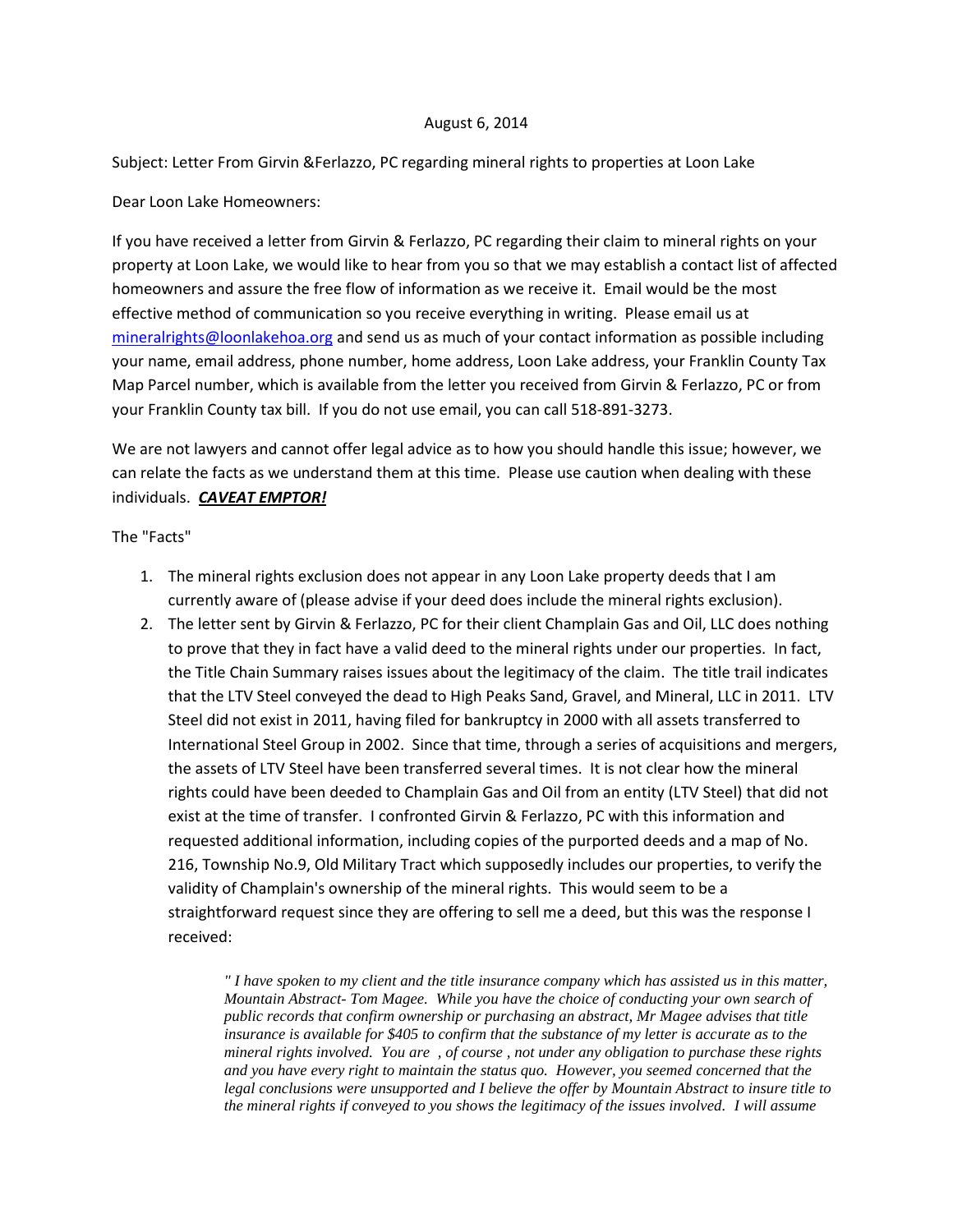August 6, 2014

Subject: Letter From Girvin &Ferlazzo, PC regarding mineral rights to properties at Loon Lake

Dear Loon Lake Homeowners:

If you have received a letter from Girvin & Ferlazzo, PC regarding their claim to mineral rights on your property at Loon Lake, we would like to hear from you so that we may establish a contact list of affected homeowners and assure the free flow of information as we receive it. Email would be the most effective method of communication so you receive everything in writing. Please email us at mineralrights@loonlakehoa.org and send us as much of your contact information as possible including your name, email address, phone number, home address, Loon Lake address, your Franklin County Tax Map Parcel number, which is available from the letter you received from Girvin & Ferlazzo, PC or from your Franklin County tax bill. If you do not use email, you can call 518-891-3273.

We are not lawyers and cannot offer legal advice as to how you should handle this issue; however, we can relate the facts as we understand them at this time. Please use caution when dealing with these individuals. ***CAVEAT EMPTOR!***

The "Facts"

1. The mineral rights exclusion does not appear in any Loon Lake property deeds that I am currently aware of (please advise if your deed does include the mineral rights exclusion).
2. The letter sent by Girvin & Ferlazzo, PC for their client Champlain Gas and Oil, LLC does nothing to prove that they in fact have a valid deed to the mineral rights under our properties. In fact, the Title Chain Summary raises issues about the legitimacy of the claim. The title trail indicates that the LTV Steel conveyed the dead to High Peaks Sand, Gravel, and Mineral, LLC in 2011. LTV Steel did not exist in 2011, having filed for bankruptcy in 2000 with all assets transferred to International Steel Group in 2002. Since that time, through a series of acquisitions and mergers, the assets of LTV Steel have been transferred several times. It is not clear how the mineral rights could have been deeded to Champlain Gas and Oil from an entity (LTV Steel) that did not exist at the time of transfer. I confronted Girvin & Ferlazzo, PC with this information and requested additional information, including copies of the purported deeds and a map of No. 216, Township No.9, Old Military Tract which supposedly includes our properties, to verify the validity of Champlain's ownership of the mineral rights. This would seem to be a straightforward request since they are offering to sell me a deed, but this was the response I received:

   > *" I have spoken to my client and the title insurance company which has assisted us in this matter, Mountain Abstract- Tom Magee. While you have the choice of conducting your own search of public records that confirm ownership or purchasing an abstract, Mr Magee advises that title insurance is available for $405 to confirm that the substance of my letter is accurate as to the mineral rights involved. You are , of course , not under any obligation to purchase these rights and you have every right to maintain the status quo. However, you seemed concerned that the legal conclusions were unsupported and I believe the offer by Mountain Abstract to insure title to the mineral rights if conveyed to you shows the legitimacy of the issues involved. I will assume*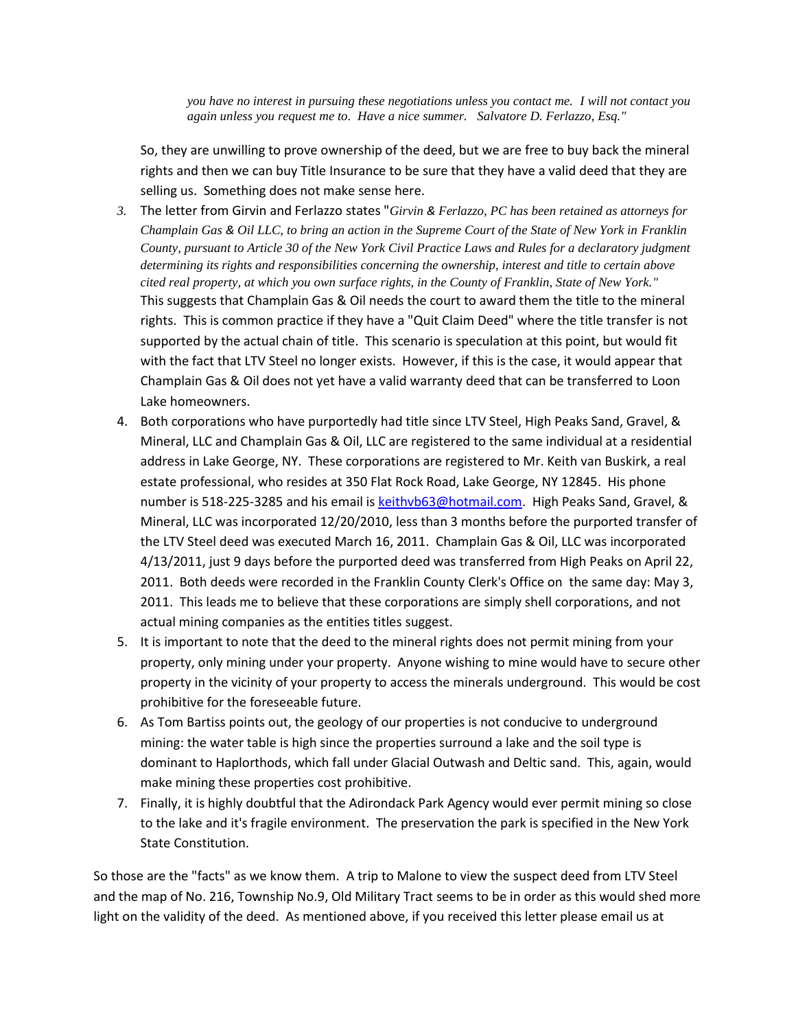*you have no interest in pursuing these negotiations unless you contact me. I will not contact you again unless you request me to. Have a nice summer. Salvatore D. Ferlazzo, Esq."*

So, they are unwilling to prove ownership of the deed, but we are free to buy back the mineral rights and then we can buy Title Insurance to be sure that they have a valid deed that they are selling us. Something does not make sense here.

3. The letter from Girvin and Ferlazzo states "*Girvin & Ferlazzo, PC has been retained as attorneys for Champlain Gas & Oil LLC, to bring an action in the Supreme Court of the State of New York in Franklin County, pursuant to Article 30 of the New York Civil Practice Laws and Rules for a declaratory judgment determining its rights and responsibilities concerning the ownership, interest and title to certain above cited real property, at which you own surface rights, in the County of Franklin, State of New York."* This suggests that Champlain Gas & Oil needs the court to award them the title to the mineral rights. This is common practice if they have a "Quit Claim Deed" where the title transfer is not supported by the actual chain of title. This scenario is speculation at this point, but would fit with the fact that LTV Steel no longer exists. However, if this is the case, it would appear that Champlain Gas & Oil does not yet have a valid warranty deed that can be transferred to Loon Lake homeowners.
4. Both corporations who have purportedly had title since LTV Steel, High Peaks Sand, Gravel, & Mineral, LLC and Champlain Gas & Oil, LLC are registered to the same individual at a residential address in Lake George, NY. These corporations are registered to Mr. Keith van Buskirk, a real estate professional, who resides at 350 Flat Rock Road, Lake George, NY 12845. His phone number is 518-225-3285 and his email is keithvb63@hotmail.com. High Peaks Sand, Gravel, & Mineral, LLC was incorporated 12/20/2010, less than 3 months before the purported transfer of the LTV Steel deed was executed March 16, 2011. Champlain Gas & Oil, LLC was incorporated 4/13/2011, just 9 days before the purported deed was transferred from High Peaks on April 22, 2011. Both deeds were recorded in the Franklin County Clerk's Office on the same day: May 3, 2011. This leads me to believe that these corporations are simply shell corporations, and not actual mining companies as the entities titles suggest.
5. It is important to note that the deed to the mineral rights does not permit mining from your property, only mining under your property. Anyone wishing to mine would have to secure other property in the vicinity of your property to access the minerals underground. This would be cost prohibitive for the foreseeable future.
6. As Tom Bartiss points out, the geology of our properties is not conducive to underground mining: the water table is high since the properties surround a lake and the soil type is dominant to Haplorthods, which fall under Glacial Outwash and Deltic sand. This, again, would make mining these properties cost prohibitive.
7. Finally, it is highly doubtful that the Adirondack Park Agency would ever permit mining so close to the lake and it's fragile environment. The preservation the park is specified in the New York State Constitution.

So those are the "facts" as we know them. A trip to Malone to view the suspect deed from LTV Steel and the map of No. 216, Township No.9, Old Military Tract seems to be in order as this would shed more light on the validity of the deed. As mentioned above, if you received this letter please email us at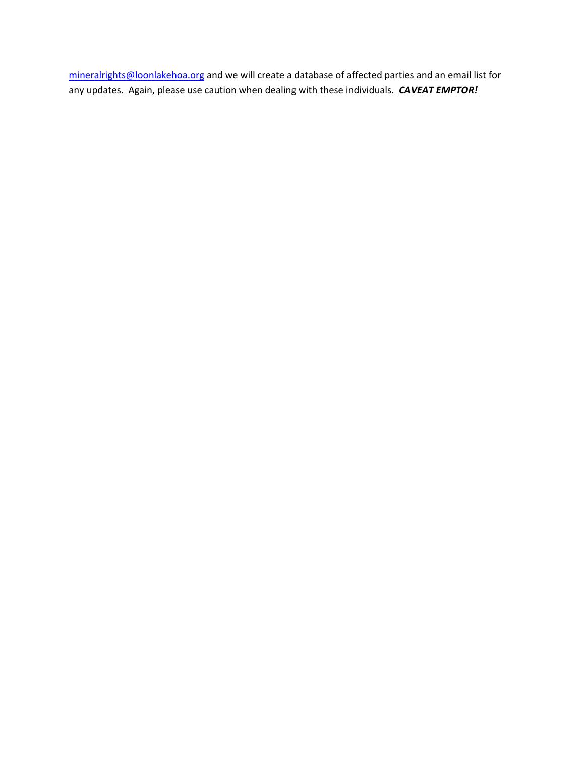[mineralrights@loonlakehoa.org](mailto:mineralrights@loonlakehoa.org) and we will create a database of affected parties and an email list for any updates. Again, please use caution when dealing with these individuals. ***CAVEAT EMPTOR!***